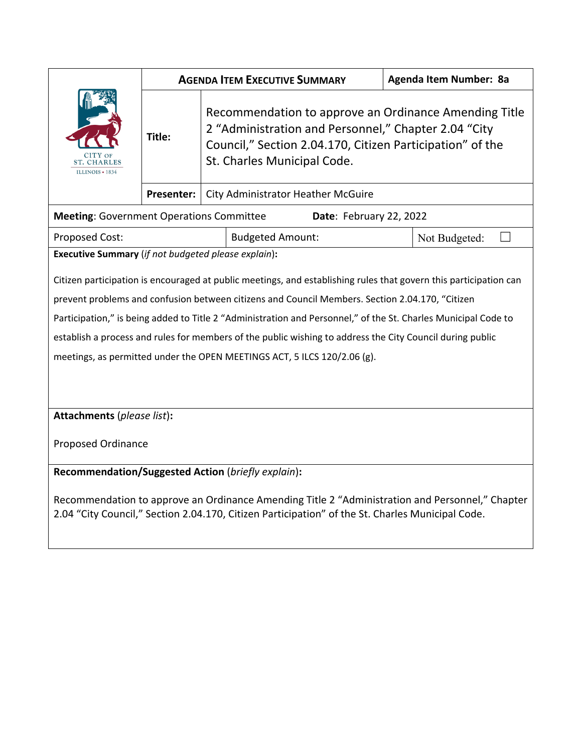| CITY OF ST. CHARLES ILLINOIS • 1834 | **AGENDA ITEM EXECUTIVE SUMMARY** | | **Agenda Item Number: 8a** |
|---|---|---|---|
| | **Title:** | Recommendation to approve an Ordinance Amending Title 2 "Administration and Personnel," Chapter 2.04 "City Council," Section 2.04.170, Citizen Participation" of the St. Charles Municipal Code. | |
| | **Presenter:** | City Administrator Heather McGuire | |

| **Meeting**: Government Operations Committee | **Date**: February 22, 2022 | |
|---|---|---|
| Proposed Cost: | Budgeted Amount: | Not Budgeted: ☐ |

**Executive Summary** (*if not budgeted please explain*)**:**

Citizen participation is encouraged at public meetings, and establishing rules that govern this participation can prevent problems and confusion between citizens and Council Members. Section 2.04.170, "Citizen Participation," is being added to Title 2 "Administration and Personnel," of the St. Charles Municipal Code to establish a process and rules for members of the public wishing to address the City Council during public meetings, as permitted under the OPEN MEETINGS ACT, 5 ILCS 120/2.06 (g).

**Attachments** (*please list*)**:**

Proposed Ordinance

**Recommendation/Suggested Action** (*briefly explain*)**:**

Recommendation to approve an Ordinance Amending Title 2 "Administration and Personnel," Chapter 2.04 "City Council," Section 2.04.170, Citizen Participation" of the St. Charles Municipal Code.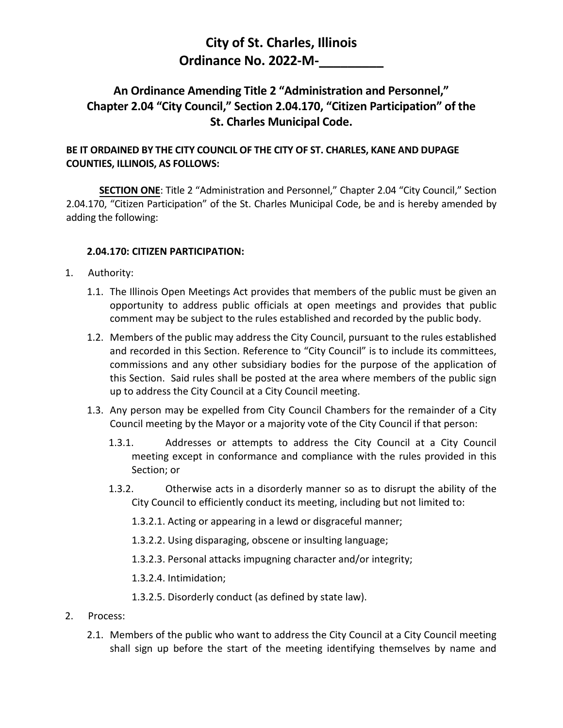# City of St. Charles, Illinois
# Ordinance No. 2022-M-________

## An Ordinance Amending Title 2 "Administration and Personnel," Chapter 2.04 "City Council," Section 2.04.170, "Citizen Participation" of the St. Charles Municipal Code.

**BE IT ORDAINED BY THE CITY COUNCIL OF THE CITY OF ST. CHARLES, KANE AND DUPAGE COUNTIES, ILLINOIS, AS FOLLOWS:**

**SECTION ONE**: Title 2 "Administration and Personnel," Chapter 2.04 "City Council," Section 2.04.170, "Citizen Participation" of the St. Charles Municipal Code, be and is hereby amended by adding the following:

**2.04.170: CITIZEN PARTICIPATION:**

1. Authority:

   1.1. The Illinois Open Meetings Act provides that members of the public must be given an opportunity to address public officials at open meetings and provides that public comment may be subject to the rules established and recorded by the public body.

   1.2. Members of the public may address the City Council, pursuant to the rules established and recorded in this Section. Reference to "City Council" is to include its committees, commissions and any other subsidiary bodies for the purpose of the application of this Section. Said rules shall be posted at the area where members of the public sign up to address the City Council at a City Council meeting.

   1.3. Any person may be expelled from City Council Chambers for the remainder of a City Council meeting by the Mayor or a majority vote of the City Council if that person:

      1.3.1. Addresses or attempts to address the City Council at a City Council meeting except in conformance and compliance with the rules provided in this Section; or

      1.3.2. Otherwise acts in a disorderly manner so as to disrupt the ability of the City Council to efficiently conduct its meeting, including but not limited to:

         1.3.2.1. Acting or appearing in a lewd or disgraceful manner;

         1.3.2.2. Using disparaging, obscene or insulting language;

         1.3.2.3. Personal attacks impugning character and/or integrity;

         1.3.2.4. Intimidation;

         1.3.2.5. Disorderly conduct (as defined by state law).

2. Process:

   2.1. Members of the public who want to address the City Council at a City Council meeting shall sign up before the start of the meeting identifying themselves by name and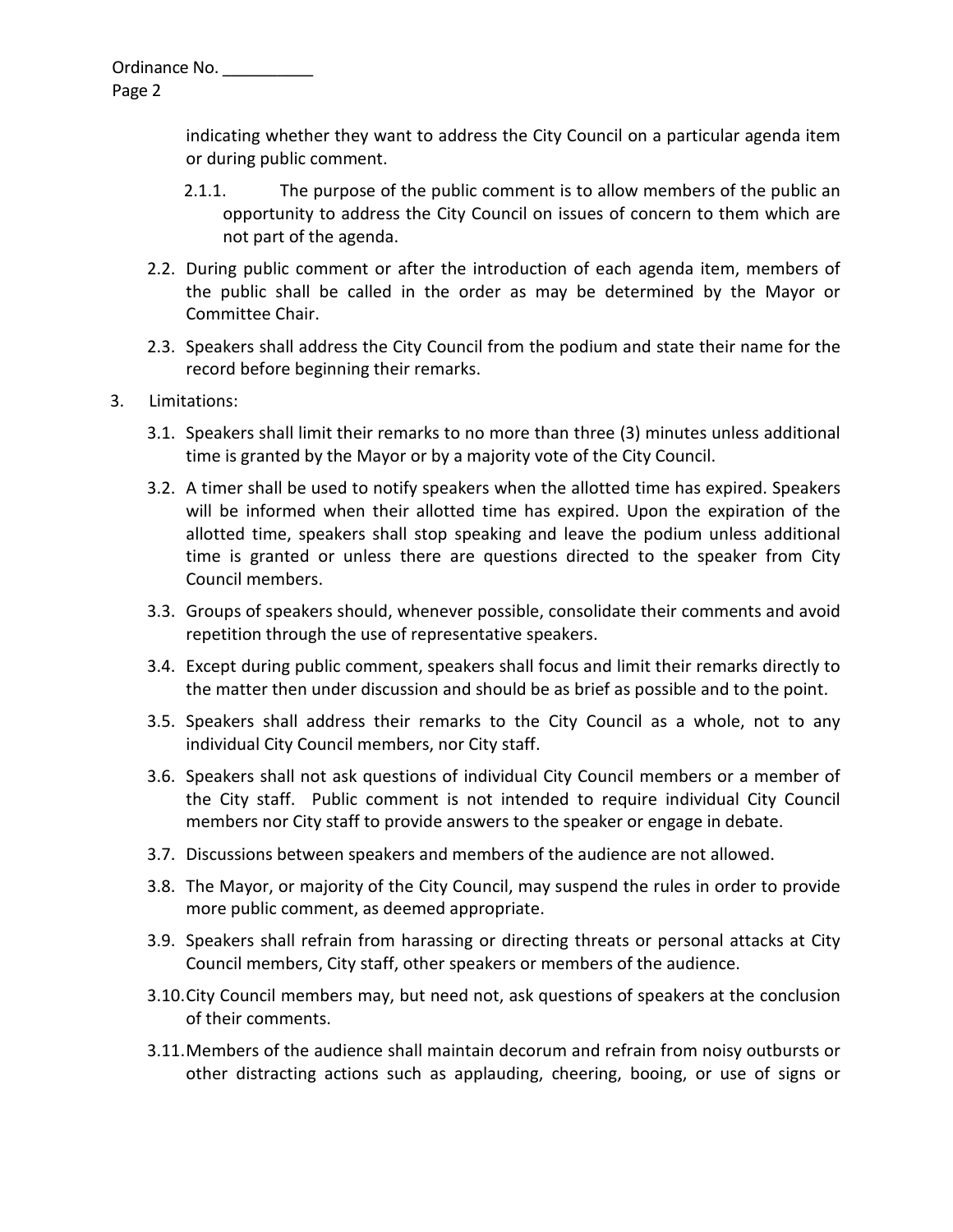indicating whether they want to address the City Council on a particular agenda item or during public comment.

2.1.1. The purpose of the public comment is to allow members of the public an opportunity to address the City Council on issues of concern to them which are not part of the agenda.

2.2. During public comment or after the introduction of each agenda item, members of the public shall be called in the order as may be determined by the Mayor or Committee Chair.

2.3. Speakers shall address the City Council from the podium and state their name for the record before beginning their remarks.

3. Limitations:

3.1. Speakers shall limit their remarks to no more than three (3) minutes unless additional time is granted by the Mayor or by a majority vote of the City Council.

3.2. A timer shall be used to notify speakers when the allotted time has expired. Speakers will be informed when their allotted time has expired. Upon the expiration of the allotted time, speakers shall stop speaking and leave the podium unless additional time is granted or unless there are questions directed to the speaker from City Council members.

3.3. Groups of speakers should, whenever possible, consolidate their comments and avoid repetition through the use of representative speakers.

3.4. Except during public comment, speakers shall focus and limit their remarks directly to the matter then under discussion and should be as brief as possible and to the point.

3.5. Speakers shall address their remarks to the City Council as a whole, not to any individual City Council members, nor City staff.

3.6. Speakers shall not ask questions of individual City Council members or a member of the City staff. Public comment is not intended to require individual City Council members nor City staff to provide answers to the speaker or engage in debate.

3.7. Discussions between speakers and members of the audience are not allowed.

3.8. The Mayor, or majority of the City Council, may suspend the rules in order to provide more public comment, as deemed appropriate.

3.9. Speakers shall refrain from harassing or directing threats or personal attacks at City Council members, City staff, other speakers or members of the audience.

3.10. City Council members may, but need not, ask questions of speakers at the conclusion of their comments.

3.11. Members of the audience shall maintain decorum and refrain from noisy outbursts or other distracting actions such as applauding, cheering, booing, or use of signs or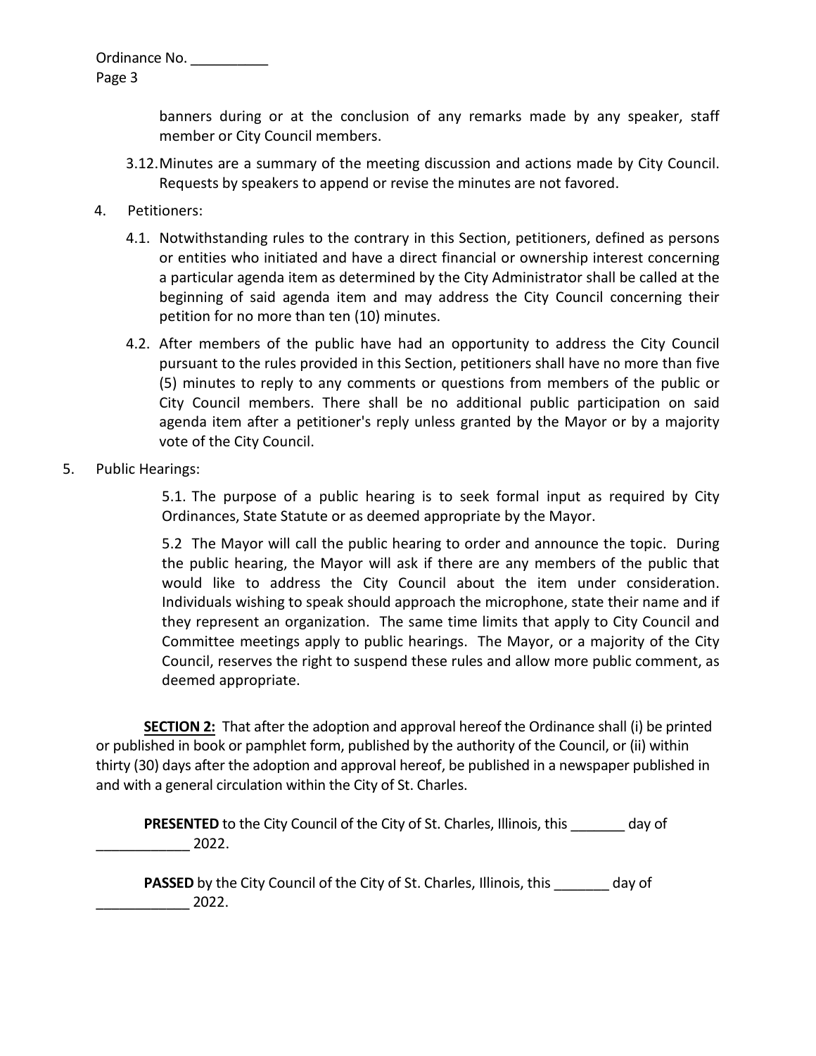banners during or at the conclusion of any remarks made by any speaker, staff member or City Council members.

3.12. Minutes are a summary of the meeting discussion and actions made by City Council. Requests by speakers to append or revise the minutes are not favored.

4. Petitioners:

4.1. Notwithstanding rules to the contrary in this Section, petitioners, defined as persons or entities who initiated and have a direct financial or ownership interest concerning a particular agenda item as determined by the City Administrator shall be called at the beginning of said agenda item and may address the City Council concerning their petition for no more than ten (10) minutes.

4.2. After members of the public have had an opportunity to address the City Council pursuant to the rules provided in this Section, petitioners shall have no more than five (5) minutes to reply to any comments or questions from members of the public or City Council members. There shall be no additional public participation on said agenda item after a petitioner's reply unless granted by the Mayor or by a majority vote of the City Council.

5. Public Hearings:

5.1. The purpose of a public hearing is to seek formal input as required by City Ordinances, State Statute or as deemed appropriate by the Mayor.

5.2 The Mayor will call the public hearing to order and announce the topic. During the public hearing, the Mayor will ask if there are any members of the public that would like to address the City Council about the item under consideration. Individuals wishing to speak should approach the microphone, state their name and if they represent an organization. The same time limits that apply to City Council and Committee meetings apply to public hearings. The Mayor, or a majority of the City Council, reserves the right to suspend these rules and allow more public comment, as deemed appropriate.

**SECTION 2:** That after the adoption and approval hereof the Ordinance shall (i) be printed or published in book or pamphlet form, published by the authority of the Council, or (ii) within thirty (30) days after the adoption and approval hereof, be published in a newspaper published in and with a general circulation within the City of St. Charles.

**PRESENTED** to the City Council of the City of St. Charles, Illinois, this _______ day of ____________ 2022.

**PASSED** by the City Council of the City of St. Charles, Illinois, this _______ day of ____________ 2022.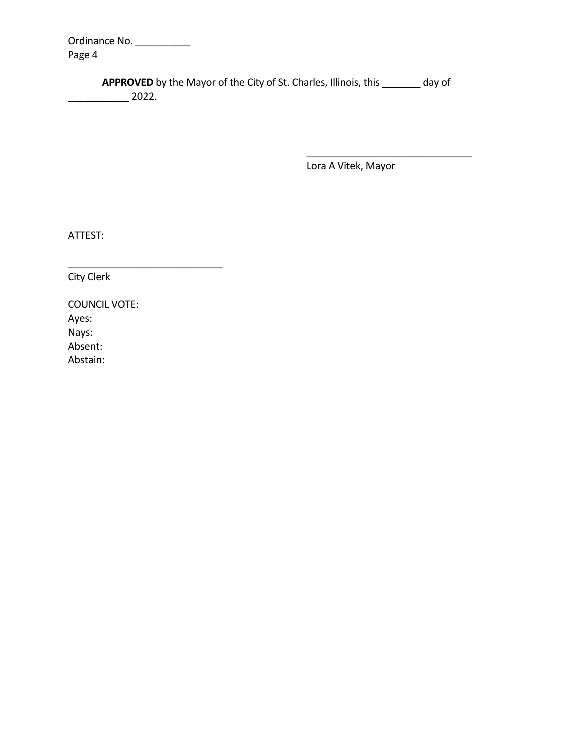**APPROVED** by the Mayor of the City of St. Charles, Illinois, this _______ day of ___________ 2022.

______________________________
Lora A Vitek, Mayor

ATTEST:

____________________________
City Clerk

COUNCIL VOTE:
Ayes:
Nays:
Absent:
Abstain: